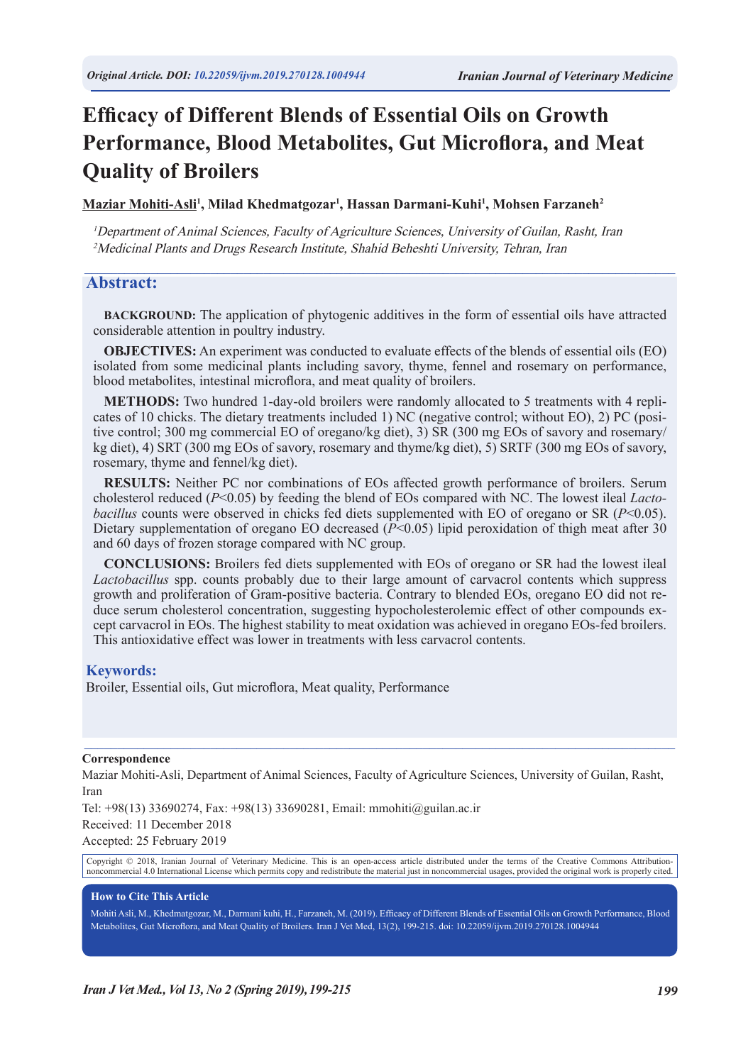Original Article. DOI: 10.22059/ijvm.2019.270128.1004944

# Efficacy of Different Blends of Essential Oils on Growth Performance, Blood Metabolites, Gut Microflora, and Meat Quality of Broilers

**Maziar Mohiti-Asli[1], Milad Khedmatgozar[1], Hassan Darmani-Kuhi[1], Mohsen Farzaneh[2]**

[1] *Department of Animal Sciences, Faculty of Agriculture Sciences, University of Guilan, Rasht, Iran*
[2] *Medicinal Plants and Drugs Research Institute, Shahid Beheshti University, Tehran, Iran*

## Abstract:

**BACKGROUND:** The application of phytogenic additives in the form of essential oils have attracted considerable attention in poultry industry.

**OBJECTIVES:** An experiment was conducted to evaluate effects of the blends of essential oils (EO) isolated from some medicinal plants including savory, thyme, fennel and rosemary on performance, blood metabolites, intestinal microflora, and meat quality of broilers.

**METHODS:** Two hundred 1-day-old broilers were randomly allocated to 5 treatments with 4 replicates of 10 chicks. The dietary treatments included 1) NC (negative control; without EO), 2) PC (positive control; 300 mg commercial EO of oregano/kg diet), 3) SR (300 mg EOs of savory and rosemary/kg diet), 4) SRT (300 mg EOs of savory, rosemary and thyme/kg diet), 5) SRTF (300 mg EOs of savory, rosemary, thyme and fennel/kg diet).

**RESULTS:** Neither PC nor combinations of EOs affected growth performance of broilers. Serum cholesterol reduced ($P<0.05$) by feeding the blend of EOs compared with NC. The lowest ileal *Lactobacillus* counts were observed in chicks fed diets supplemented with EO of oregano or SR ($P<0.05$). Dietary supplementation of oregano EO decreased ($P<0.05$) lipid peroxidation of thigh meat after 30 and 60 days of frozen storage compared with NC group.

**CONCLUSIONS:** Broilers fed diets supplemented with EOs of oregano or SR had the lowest ileal *Lactobacillus* spp. counts probably due to their large amount of carvacrol contents which suppress growth and proliferation of Gram-positive bacteria. Contrary to blended EOs, oregano EO did not reduce serum cholesterol concentration, suggesting hypocholesterolemic effect of other compounds except carvacrol in EOs. The highest stability to meat oxidation was achieved in oregano EOs-fed broilers. This antioxidative effect was lower in treatments with less carvacrol contents.

## Keywords:

Broiler, Essential oils, Gut microflora, Meat quality, Performance

---

**Correspondence**

Maziar Mohiti-Asli, Department of Animal Sciences, Faculty of Agriculture Sciences, University of Guilan, Rasht, Iran

Tel: +98(13) 33690274, Fax: +98(13) 33690281, Email: mmohiti@guilan.ac.ir

Received: 11 December 2018

Accepted: 25 February 2019

Copyright © 2018, Iranian Journal of Veterinary Medicine. This is an open-access article distributed under the terms of the Creative Commons Attribution-noncommercial 4.0 International License which permits copy and redistribute the material just in noncommercial usages, provided the original work is properly cited.

**How to Cite This Article**

Mohiti Asli, M., Khedmatgozar, M., Darmani kuhi, H., Farzaneh, M. (2019). Efficacy of Different Blends of Essential Oils on Growth Performance, Blood Metabolites, Gut Microflora, and Meat Quality of Broilers. Iran J Vet Med, 13(2), 199-215. doi: 10.22059/ijvm.2019.270128.1004944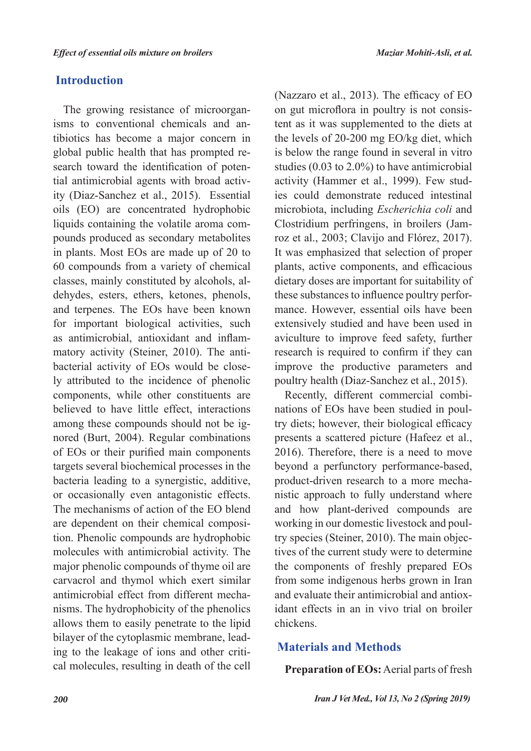## Introduction

The growing resistance of microorganisms to conventional chemicals and antibiotics has become a major concern in global public health that has prompted research toward the identification of potential antimicrobial agents with broad activity (Diaz-Sanchez et al., 2015). Essential oils (EO) are concentrated hydrophobic liquids containing the volatile aroma compounds produced as secondary metabolites in plants. Most EOs are made up of 20 to 60 compounds from a variety of chemical classes, mainly constituted by alcohols, aldehydes, esters, ethers, ketones, phenols, and terpenes. The EOs have been known for important biological activities, such as antimicrobial, antioxidant and inflammatory activity (Steiner, 2010). The antibacterial activity of EOs would be closely attributed to the incidence of phenolic components, while other constituents are believed to have little effect, interactions among these compounds should not be ignored (Burt, 2004). Regular combinations of EOs or their purified main components targets several biochemical processes in the bacteria leading to a synergistic, additive, or occasionally even antagonistic effects. The mechanisms of action of the EO blend are dependent on their chemical composition. Phenolic compounds are hydrophobic molecules with antimicrobial activity. The major phenolic compounds of thyme oil are carvacrol and thymol which exert similar antimicrobial effect from different mechanisms. The hydrophobicity of the phenolics allows them to easily penetrate to the lipid bilayer of the cytoplasmic membrane, leading to the leakage of ions and other critical molecules, resulting in death of the cell (Nazzaro et al., 2013). The efficacy of EO on gut microflora in poultry is not consistent as it was supplemented to the diets at the levels of 20-200 mg EO/kg diet, which is below the range found in several in vitro studies (0.03 to 2.0%) to have antimicrobial activity (Hammer et al., 1999). Few studies could demonstrate reduced intestinal microbiota, including *Escherichia coli* and Clostridium perfringens, in broilers (Jamroz et al., 2003; Clavijo and Flórez, 2017). It was emphasized that selection of proper plants, active components, and efficacious dietary doses are important for suitability of these substances to influence poultry performance. However, essential oils have been extensively studied and have been used in aviculture to improve feed safety, further research is required to confirm if they can improve the productive parameters and poultry health (Diaz-Sanchez et al., 2015).

Recently, different commercial combinations of EOs have been studied in poultry diets; however, their biological efficacy presents a scattered picture (Hafeez et al., 2016). Therefore, there is a need to move beyond a perfunctory performance-based, product-driven research to a more mechanistic approach to fully understand where and how plant-derived compounds are working in our domestic livestock and poultry species (Steiner, 2010). The main objectives of the current study were to determine the components of freshly prepared EOs from some indigenous herbs grown in Iran and evaluate their antimicrobial and antioxidant effects in an in vivo trial on broiler chickens.

## Materials and Methods

**Preparation of EOs:** Aerial parts of fresh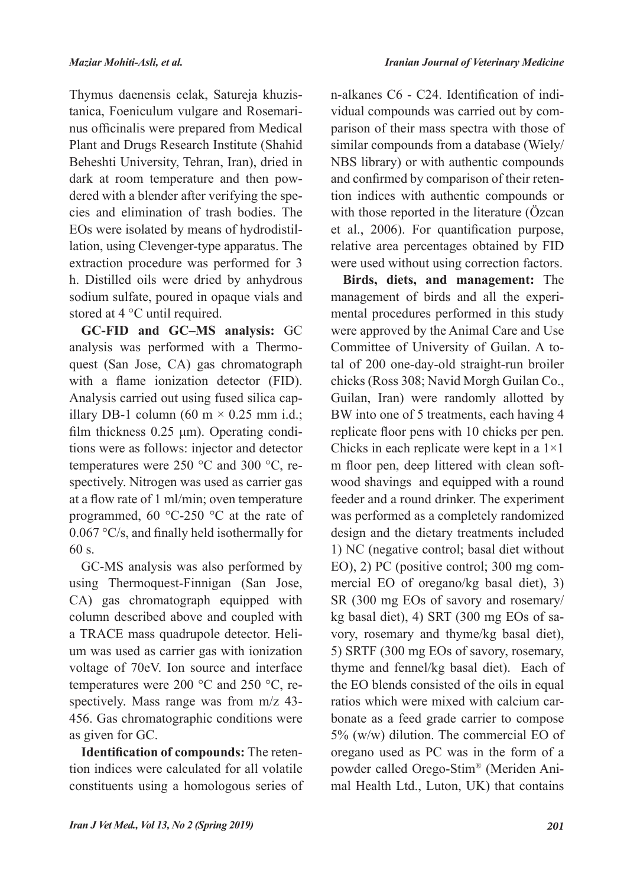Thymus daenensis celak, Satureja khuzistanica, Foeniculum vulgare and Rosemarinus officinalis were prepared from Medical Plant and Drugs Research Institute (Shahid Beheshti University, Tehran, Iran), dried in dark at room temperature and then powdered with a blender after verifying the species and elimination of trash bodies. The EOs were isolated by means of hydrodistillation, using Clevenger-type apparatus. The extraction procedure was performed for 3 h. Distilled oils were dried by anhydrous sodium sulfate, poured in opaque vials and stored at 4 °C until required.

**GC-FID and GC–MS analysis:** GC analysis was performed with a Thermoquest (San Jose, CA) gas chromatograph with a flame ionization detector (FID). Analysis carried out using fused silica capillary DB-1 column (60 m × 0.25 mm i.d.; film thickness 0.25 μm). Operating conditions were as follows: injector and detector temperatures were 250 °C and 300 °C, respectively. Nitrogen was used as carrier gas at a flow rate of 1 ml/min; oven temperature programmed, 60 °C-250 °C at the rate of 0.067 °C/s, and finally held isothermally for 60 s.

GC-MS analysis was also performed by using Thermoquest-Finnigan (San Jose, CA) gas chromatograph equipped with column described above and coupled with a TRACE mass quadrupole detector. Helium was used as carrier gas with ionization voltage of 70eV. Ion source and interface temperatures were 200 °C and 250 °C, respectively. Mass range was from m/z 43-456. Gas chromatographic conditions were as given for GC.

**Identification of compounds:** The retention indices were calculated for all volatile constituents using a homologous series of n-alkanes C6 - C24. Identification of individual compounds was carried out by comparison of their mass spectra with those of similar compounds from a database (Wiely/NBS library) or with authentic compounds and confirmed by comparison of their retention indices with authentic compounds or with those reported in the literature (Özcan et al., 2006). For quantification purpose, relative area percentages obtained by FID were used without using correction factors.

**Birds, diets, and management:** The management of birds and all the experimental procedures performed in this study were approved by the Animal Care and Use Committee of University of Guilan. A total of 200 one-day-old straight-run broiler chicks (Ross 308; Navid Morgh Guilan Co., Guilan, Iran) were randomly allotted by BW into one of 5 treatments, each having 4 replicate floor pens with 10 chicks per pen. Chicks in each replicate were kept in a 1×1 m floor pen, deep littered with clean softwood shavings and equipped with a round feeder and a round drinker. The experiment was performed as a completely randomized design and the dietary treatments included 1) NC (negative control; basal diet without EO), 2) PC (positive control; 300 mg commercial EO of oregano/kg basal diet), 3) SR (300 mg EOs of savory and rosemary/kg basal diet), 4) SRT (300 mg EOs of savory, rosemary and thyme/kg basal diet), 5) SRTF (300 mg EOs of savory, rosemary, thyme and fennel/kg basal diet). Each of the EO blends consisted of the oils in equal ratios which were mixed with calcium carbonate as a feed grade carrier to compose 5% (w/w) dilution. The commercial EO of oregano used as PC was in the form of a powder called Orego-Stim® (Meriden Animal Health Ltd., Luton, UK) that contains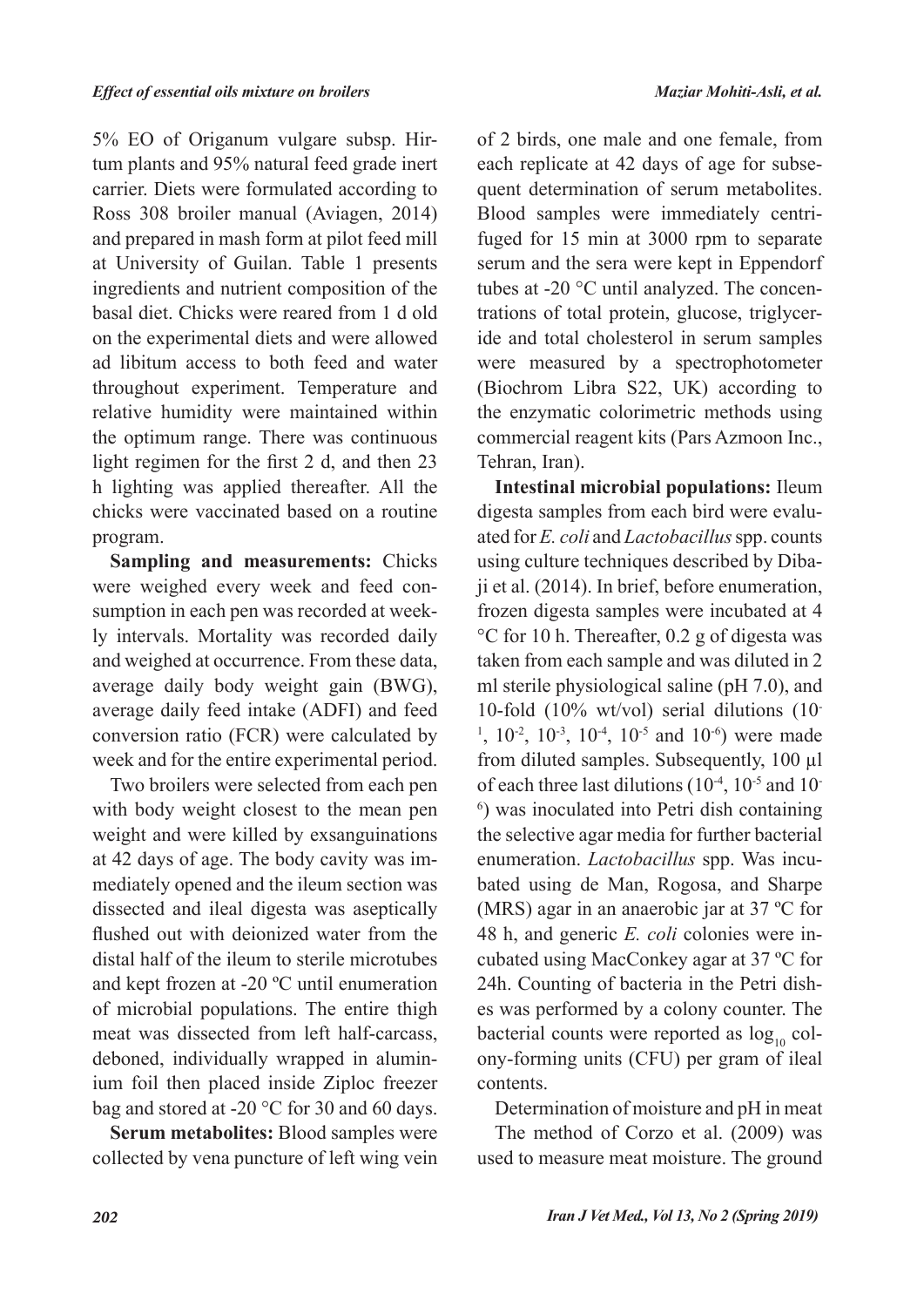5% EO of Origanum vulgare subsp. Hirtum plants and 95% natural feed grade inert carrier. Diets were formulated according to Ross 308 broiler manual (Aviagen, 2014) and prepared in mash form at pilot feed mill at University of Guilan. Table 1 presents ingredients and nutrient composition of the basal diet. Chicks were reared from 1 d old on the experimental diets and were allowed ad libitum access to both feed and water throughout experiment. Temperature and relative humidity were maintained within the optimum range. There was continuous light regimen for the first 2 d, and then 23 h lighting was applied thereafter. All the chicks were vaccinated based on a routine program.

**Sampling and measurements:** Chicks were weighed every week and feed consumption in each pen was recorded at weekly intervals. Mortality was recorded daily and weighed at occurrence. From these data, average daily body weight gain (BWG), average daily feed intake (ADFI) and feed conversion ratio (FCR) were calculated by week and for the entire experimental period.

Two broilers were selected from each pen with body weight closest to the mean pen weight and were killed by exsanguinations at 42 days of age. The body cavity was immediately opened and the ileum section was dissected and ileal digesta was aseptically flushed out with deionized water from the distal half of the ileum to sterile microtubes and kept frozen at -20 ºC until enumeration of microbial populations. The entire thigh meat was dissected from left half-carcass, deboned, individually wrapped in aluminium foil then placed inside Ziploc freezer bag and stored at -20 °C for 30 and 60 days.

**Serum metabolites:** Blood samples were collected by vena puncture of left wing vein of 2 birds, one male and one female, from each replicate at 42 days of age for subsequent determination of serum metabolites. Blood samples were immediately centrifuged for 15 min at 3000 rpm to separate serum and the sera were kept in Eppendorf tubes at -20 °C until analyzed. The concentrations of total protein, glucose, triglyceride and total cholesterol in serum samples were measured by a spectrophotometer (Biochrom Libra S22, UK) according to the enzymatic colorimetric methods using commercial reagent kits (Pars Azmoon Inc., Tehran, Iran).

**Intestinal microbial populations:** Ileum digesta samples from each bird were evaluated for *E. coli* and *Lactobacillus* spp. counts using culture techniques described by Dibaji et al. (2014). In brief, before enumeration, frozen digesta samples were incubated at 4 °C for 10 h. Thereafter, 0.2 g of digesta was taken from each sample and was diluted in 2 ml sterile physiological saline (pH 7.0), and 10-fold (10% wt/vol) serial dilutions ($10^{-1}$, $10^{-2}$, $10^{-3}$, $10^{-4}$, $10^{-5}$ and $10^{-6}$) were made from diluted samples. Subsequently, 100 µl of each three last dilutions ($10^{-4}$, $10^{-5}$ and $10^{-6}$) was inoculated into Petri dish containing the selective agar media for further bacterial enumeration. *Lactobacillus* spp. Was incubated using de Man, Rogosa, and Sharpe (MRS) agar in an anaerobic jar at 37 ºC for 48 h, and generic *E. coli* colonies were incubated using MacConkey agar at 37 ºC for 24h. Counting of bacteria in the Petri dishes was performed by a colony counter. The bacterial counts were reported as $\log_{10}$ colony-forming units (CFU) per gram of ileal contents.

Determination of moisture and pH in meat

The method of Corzo et al. (2009) was used to measure meat moisture. The ground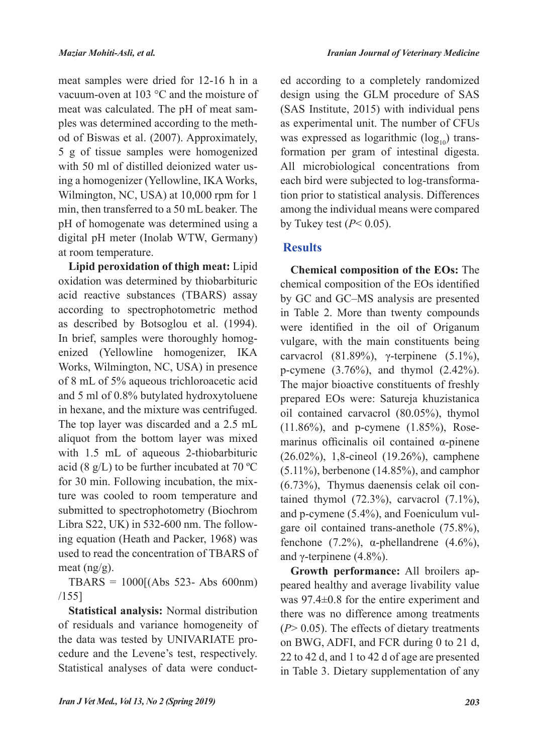meat samples were dried for 12-16 h in a vacuum-oven at 103 °C and the moisture of meat was calculated. The pH of meat samples was determined according to the method of Biswas et al. (2007). Approximately, 5 g of tissue samples were homogenized with 50 ml of distilled deionized water using a homogenizer (Yellowline, IKA Works, Wilmington, NC, USA) at 10,000 rpm for 1 min, then transferred to a 50 mL beaker. The pH of homogenate was determined using a digital pH meter (Inolab WTW, Germany) at room temperature.

**Lipid peroxidation of thigh meat:** Lipid oxidation was determined by thiobarbituric acid reactive substances (TBARS) assay according to spectrophotometric method as described by Botsoglou et al. (1994). In brief, samples were thoroughly homogenized (Yellowline homogenizer, IKA Works, Wilmington, NC, USA) in presence of 8 mL of 5% aqueous trichloroacetic acid and 5 ml of 0.8% butylated hydroxytoluene in hexane, and the mixture was centrifuged. The top layer was discarded and a 2.5 mL aliquot from the bottom layer was mixed with 1.5 mL of aqueous 2-thiobarbituric acid (8 g/L) to be further incubated at 70 ºC for 30 min. Following incubation, the mixture was cooled to room temperature and submitted to spectrophotometry (Biochrom Libra S22, UK) in 532-600 nm. The following equation (Heath and Packer, 1968) was used to read the concentration of TBARS of meat (ng/g).

$$TBARS = 1000[(Abs\ 523 - Abs\ 600nm)/155]$$

**Statistical analysis:** Normal distribution of residuals and variance homogeneity of the data was tested by UNIVARIATE procedure and the Levene's test, respectively. Statistical analyses of data were conducted according to a completely randomized design using the GLM procedure of SAS (SAS Institute, 2015) with individual pens as experimental unit. The number of CFUs was expressed as logarithmic ($\log_{10}$) transformation per gram of intestinal digesta. All microbiological concentrations from each bird were subjected to log-transformation prior to statistical analysis. Differences among the individual means were compared by Tukey test ($P < 0.05$).

## Results

**Chemical composition of the EOs:** The chemical composition of the EOs identified by GC and GC–MS analysis are presented in Table 2. More than twenty compounds were identified in the oil of Origanum vulgare, with the main constituents being carvacrol (81.89%), γ-terpinene (5.1%), p-cymene (3.76%), and thymol (2.42%). The major bioactive constituents of freshly prepared EOs were: Satureja khuzistanica oil contained carvacrol (80.05%), thymol (11.86%), and p-cymene (1.85%), Rosemarinus officinalis oil contained α-pinene (26.02%), 1,8-cineol (19.26%), camphene (5.11%), berbenone (14.85%), and camphor (6.73%), Thymus daenensis celak oil contained thymol (72.3%), carvacrol (7.1%), and p-cymene (5.4%), and Foeniculum vulgare oil contained trans-anethole (75.8%), fenchone (7.2%), α-phellandrene (4.6%), and γ-terpinene (4.8%).

**Growth performance:** All broilers appeared healthy and average livability value was 97.4±0.8 for the entire experiment and there was no difference among treatments ($P > 0.05$). The effects of dietary treatments on BWG, ADFI, and FCR during 0 to 21 d, 22 to 42 d, and 1 to 42 d of age are presented in Table 3. Dietary supplementation of any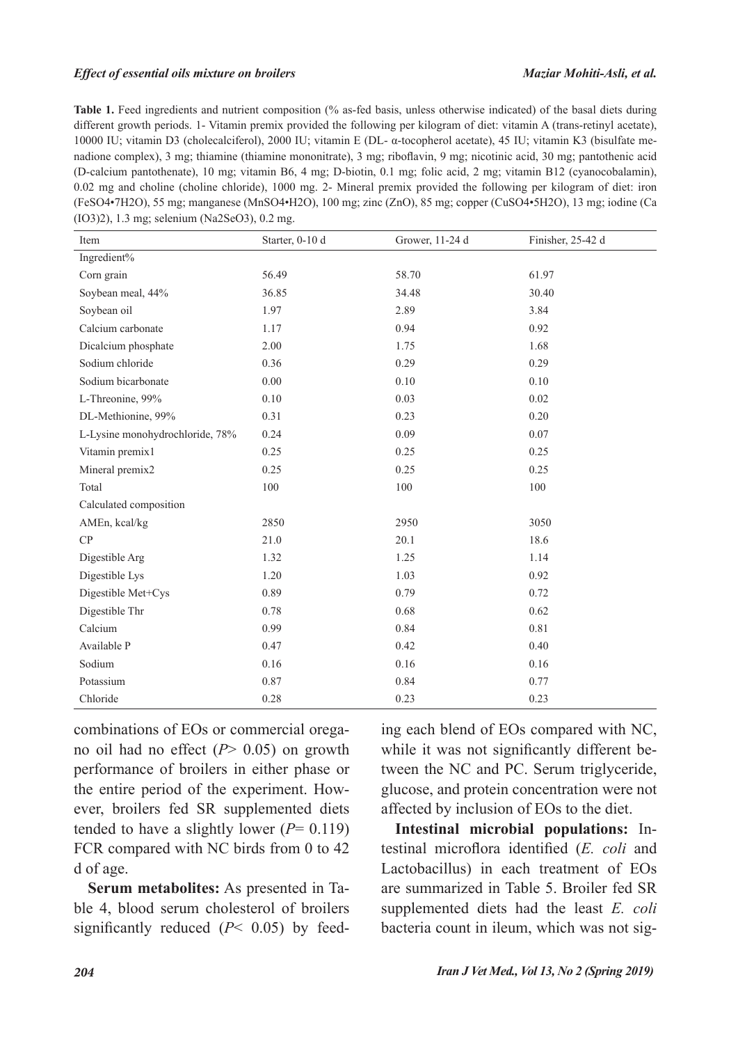**Table 1.** Feed ingredients and nutrient composition (% as-fed basis, unless otherwise indicated) of the basal diets during different growth periods. 1- Vitamin premix provided the following per kilogram of diet: vitamin A (trans-retinyl acetate), 10000 IU; vitamin D3 (cholecalciferol), 2000 IU; vitamin E (DL- α-tocopherol acetate), 45 IU; vitamin K3 (bisulfate menadione complex), 3 mg; thiamine (thiamine mononitrate), 3 mg; riboflavin, 9 mg; nicotinic acid, 30 mg; pantothenic acid (D-calcium pantothenate), 10 mg; vitamin B6, 4 mg; D-biotin, 0.1 mg; folic acid, 2 mg; vitamin B12 (cyanocobalamin), 0.02 mg and choline (choline chloride), 1000 mg. 2- Mineral premix provided the following per kilogram of diet: iron ($FeSO_4 \cdot 7H_2O$), 55 mg; manganese ($MnSO_4 \cdot H_2O$), 100 mg; zinc (ZnO), 85 mg; copper ($CuSO_4 \cdot 5H_2O$), 13 mg; iodine ($Ca(IO_3)_2$), 1.3 mg; selenium ($Na_2SeO_3$), 0.2 mg.

| Item | Starter, 0-10 d | Grower, 11-24 d | Finisher, 25-42 d |
|---|---|---|---|
| Ingredient% | | | |
| Corn grain | 56.49 | 58.70 | 61.97 |
| Soybean meal, 44% | 36.85 | 34.48 | 30.40 |
| Soybean oil | 1.97 | 2.89 | 3.84 |
| Calcium carbonate | 1.17 | 0.94 | 0.92 |
| Dicalcium phosphate | 2.00 | 1.75 | 1.68 |
| Sodium chloride | 0.36 | 0.29 | 0.29 |
| Sodium bicarbonate | 0.00 | 0.10 | 0.10 |
| L-Threonine, 99% | 0.10 | 0.03 | 0.02 |
| DL-Methionine, 99% | 0.31 | 0.23 | 0.20 |
| L-Lysine monohydrochloride, 78% | 0.24 | 0.09 | 0.07 |
| Vitamin premix1 | 0.25 | 0.25 | 0.25 |
| Mineral premix2 | 0.25 | 0.25 | 0.25 |
| Total | 100 | 100 | 100 |
| Calculated composition | | | |
| AMEn, kcal/kg | 2850 | 2950 | 3050 |
| CP | 21.0 | 20.1 | 18.6 |
| Digestible Arg | 1.32 | 1.25 | 1.14 |
| Digestible Lys | 1.20 | 1.03 | 0.92 |
| Digestible Met+Cys | 0.89 | 0.79 | 0.72 |
| Digestible Thr | 0.78 | 0.68 | 0.62 |
| Calcium | 0.99 | 0.84 | 0.81 |
| Available P | 0.47 | 0.42 | 0.40 |
| Sodium | 0.16 | 0.16 | 0.16 |
| Potassium | 0.87 | 0.84 | 0.77 |
| Chloride | 0.28 | 0.23 | 0.23 |

combinations of EOs or commercial oregano oil had no effect ($P > 0.05$) on growth performance of broilers in either phase or the entire period of the experiment. However, broilers fed SR supplemented diets tended to have a slightly lower ($P = 0.119$) FCR compared with NC birds from 0 to 42 d of age.

**Serum metabolites:** As presented in Table 4, blood serum cholesterol of broilers significantly reduced ($P < 0.05$) by feeding each blend of EOs compared with NC, while it was not significantly different between the NC and PC. Serum triglyceride, glucose, and protein concentration were not affected by inclusion of EOs to the diet.

**Intestinal microbial populations:** Intestinal microflora identified (*E. coli* and Lactobacillus) in each treatment of EOs are summarized in Table 5. Broiler fed SR supplemented diets had the least *E. coli* bacteria count in ileum, which was not sig-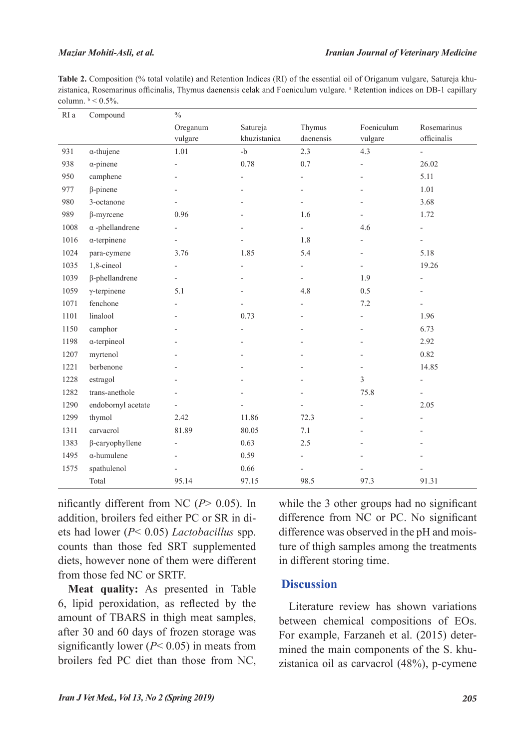**Table 2.** Composition (% total volatile) and Retention Indices (RI) of the essential oil of Origanum vulgare, Satureja khuzistanica, Rosemarinus officinalis, Thymus daenensis celak and Foeniculum vulgare. [a] Retention indices on DB-1 capillary column. [b] < 0.5%.

| RI a | Compound | % | | | | |
|---|---|---|---|---|---|---|
| | | Oreganum vulgare | Satureja khuzistanica | Thymus daenensis | Foeniculum vulgare | Rosemarinus officinalis |
| 931 | α-thujene | 1.01 | -b | 2.3 | 4.3 | - |
| 938 | α-pinene | - | 0.78 | 0.7 | - | 26.02 |
| 950 | camphene | - | - | - | - | 5.11 |
| 977 | β-pinene | - | - | - | - | 1.01 |
| 980 | 3-octanone | - | - | - | - | 3.68 |
| 989 | β-myrcene | 0.96 | - | 1.6 | - | 1.72 |
| 1008 | α -phellandrene | - | - | - | 4.6 | - |
| 1016 | α-terpinene | - | - | 1.8 | - | - |
| 1024 | para-cymene | 3.76 | 1.85 | 5.4 | - | 5.18 |
| 1035 | 1,8-cineol | - | - | - | - | 19.26 |
| 1039 | β-phellandrene | - | - | - | 1.9 | - |
| 1059 | γ-terpinene | 5.1 | - | 4.8 | 0.5 | - |
| 1071 | fenchone | - | - | - | 7.2 | - |
| 1101 | linalool | - | 0.73 | - | - | 1.96 |
| 1150 | camphor | - | - | - | - | 6.73 |
| 1198 | α-terpineol | - | - | - | - | 2.92 |
| 1207 | myrtenol | - | - | - | - | 0.82 |
| 1221 | berbenone | - | - | - | - | 14.85 |
| 1228 | estragol | - | - | - | 3 | - |
| 1282 | trans-anethole | - | - | - | 75.8 | - |
| 1290 | endobornyl acetate | - | - | - | - | 2.05 |
| 1299 | thymol | 2.42 | 11.86 | 72.3 | - | - |
| 1311 | carvacrol | 81.89 | 80.05 | 7.1 | - | - |
| 1383 | β-caryophyllene | - | 0.63 | 2.5 | - | - |
| 1495 | α-humulene | - | 0.59 | - | - | - |
| 1575 | spathulenol | - | 0.66 | - | - | - |
| | Total | 95.14 | 97.15 | 98.5 | 97.3 | 91.31 |

nificantly different from NC ($P$> 0.05). In addition, broilers fed either PC or SR in diets had lower ($P$< 0.05) *Lactobacillus* spp. counts than those fed SRT supplemented diets, however none of them were different from those fed NC or SRTF.

**Meat quality:** As presented in Table 6, lipid peroxidation, as reflected by the amount of TBARS in thigh meat samples, after 30 and 60 days of frozen storage was significantly lower ($P$< 0.05) in meats from broilers fed PC diet than those from NC, while the 3 other groups had no significant difference from NC or PC. No significant difference was observed in the pH and moisture of thigh samples among the treatments in different storing time.

## Discussion

Literature review has shown variations between chemical compositions of EOs. For example, Farzaneh et al. (2015) determined the main components of the S. khuzistanica oil as carvacrol (48%), p-cymene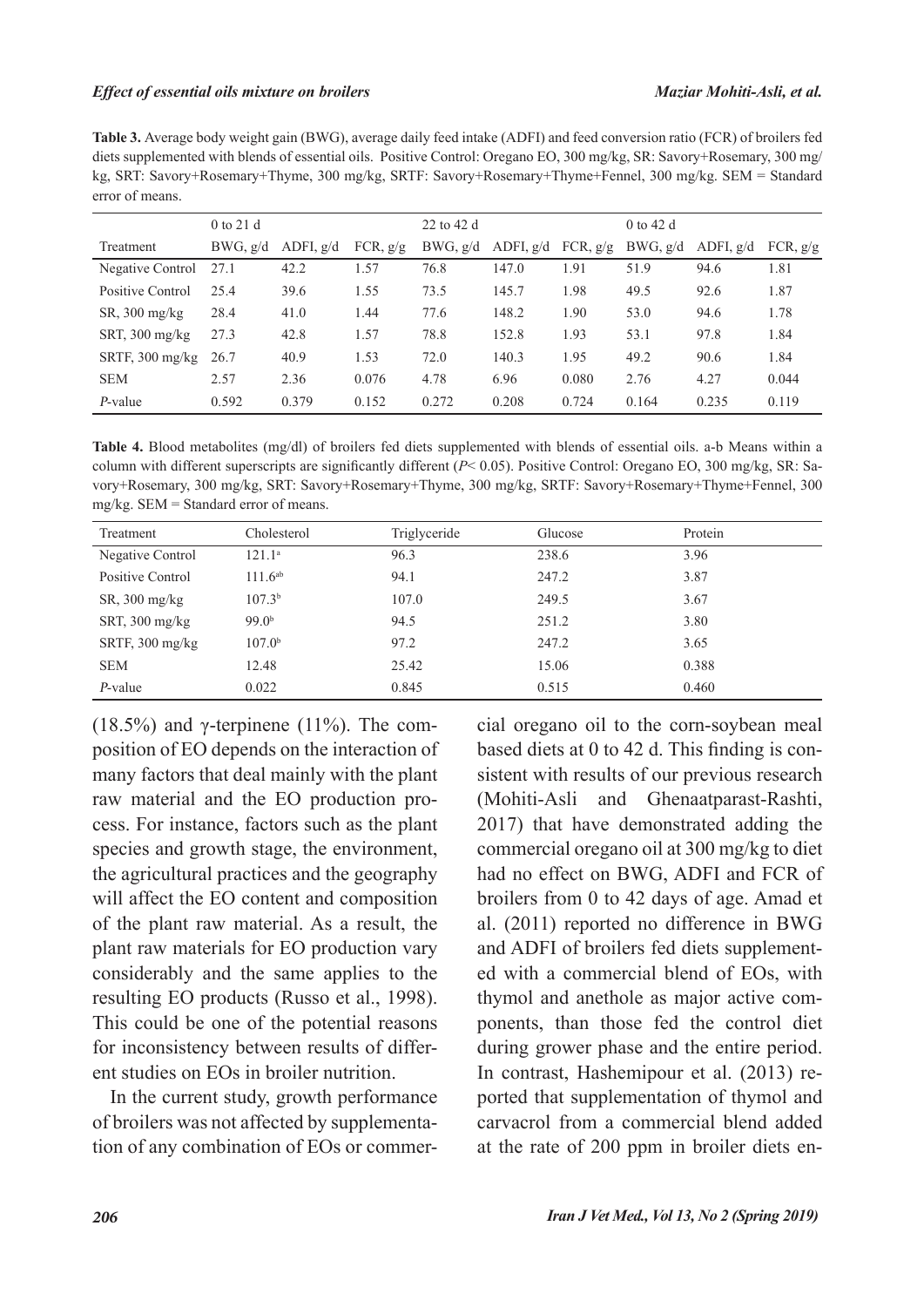**Table 3.** Average body weight gain (BWG), average daily feed intake (ADFI) and feed conversion ratio (FCR) of broilers fed diets supplemented with blends of essential oils. Positive Control: Oregano EO, 300 mg/kg, SR: Savory+Rosemary, 300 mg/kg, SRT: Savory+Rosemary+Thyme, 300 mg/kg, SRTF: Savory+Rosemary+Thyme+Fennel, 300 mg/kg. SEM = Standard error of means.

| | 0 to 21 d | | | 22 to 42 d | | | 0 to 42 d | | |
|---|---|---|---|---|---|---|---|---|---|
| Treatment | BWG, g/d | ADFI, g/d | FCR, g/g | BWG, g/d | ADFI, g/d | FCR, g/g | BWG, g/d | ADFI, g/d | FCR, g/g |
| Negative Control | 27.1 | 42.2 | 1.57 | 76.8 | 147.0 | 1.91 | 51.9 | 94.6 | 1.81 |
| Positive Control | 25.4 | 39.6 | 1.55 | 73.5 | 145.7 | 1.98 | 49.5 | 92.6 | 1.87 |
| SR, 300 mg/kg | 28.4 | 41.0 | 1.44 | 77.6 | 148.2 | 1.90 | 53.0 | 94.6 | 1.78 |
| SRT, 300 mg/kg | 27.3 | 42.8 | 1.57 | 78.8 | 152.8 | 1.93 | 53.1 | 97.8 | 1.84 |
| SRTF, 300 mg/kg | 26.7 | 40.9 | 1.53 | 72.0 | 140.3 | 1.95 | 49.2 | 90.6 | 1.84 |
| SEM | 2.57 | 2.36 | 0.076 | 4.78 | 6.96 | 0.080 | 2.76 | 4.27 | 0.044 |
| *P*-value | 0.592 | 0.379 | 0.152 | 0.272 | 0.208 | 0.724 | 0.164 | 0.235 | 0.119 |

**Table 4.** Blood metabolites (mg/dl) of broilers fed diets supplemented with blends of essential oils. a-b Means within a column with different superscripts are significantly different ($P< 0.05$). Positive Control: Oregano EO, 300 mg/kg, SR: Savory+Rosemary, 300 mg/kg, SRT: Savory+Rosemary+Thyme, 300 mg/kg, SRTF: Savory+Rosemary+Thyme+Fennel, 300 mg/kg. SEM = Standard error of means.

| Treatment | Cholesterol | Triglyceride | Glucose | Protein |
|---|---|---|---|---|
| Negative Control | $121.1^{a}$ | 96.3 | 238.6 | 3.96 |
| Positive Control | $111.6^{ab}$ | 94.1 | 247.2 | 3.87 |
| SR, 300 mg/kg | $107.3^{b}$ | 107.0 | 249.5 | 3.67 |
| SRT, 300 mg/kg | $99.0^{b}$ | 94.5 | 251.2 | 3.80 |
| SRTF, 300 mg/kg | $107.0^{b}$ | 97.2 | 247.2 | 3.65 |
| SEM | 12.48 | 25.42 | 15.06 | 0.388 |
| *P*-value | 0.022 | 0.845 | 0.515 | 0.460 |

(18.5%) and γ-terpinene (11%). The composition of EO depends on the interaction of many factors that deal mainly with the plant raw material and the EO production process. For instance, factors such as the plant species and growth stage, the environment, the agricultural practices and the geography will affect the EO content and composition of the plant raw material. As a result, the plant raw materials for EO production vary considerably and the same applies to the resulting EO products (Russo et al., 1998). This could be one of the potential reasons for inconsistency between results of different studies on EOs in broiler nutrition.

In the current study, growth performance of broilers was not affected by supplementation of any combination of EOs or commercial oregano oil to the corn-soybean meal based diets at 0 to 42 d. This finding is consistent with results of our previous research (Mohiti-Asli and Ghenaatparast-Rashti, 2017) that have demonstrated adding the commercial oregano oil at 300 mg/kg to diet had no effect on BWG, ADFI and FCR of broilers from 0 to 42 days of age. Amad et al. (2011) reported no difference in BWG and ADFI of broilers fed diets supplemented with a commercial blend of EOs, with thymol and anethole as major active components, than those fed the control diet during grower phase and the entire period. In contrast, Hashemipour et al. (2013) reported that supplementation of thymol and carvacrol from a commercial blend added at the rate of 200 ppm in broiler diets en-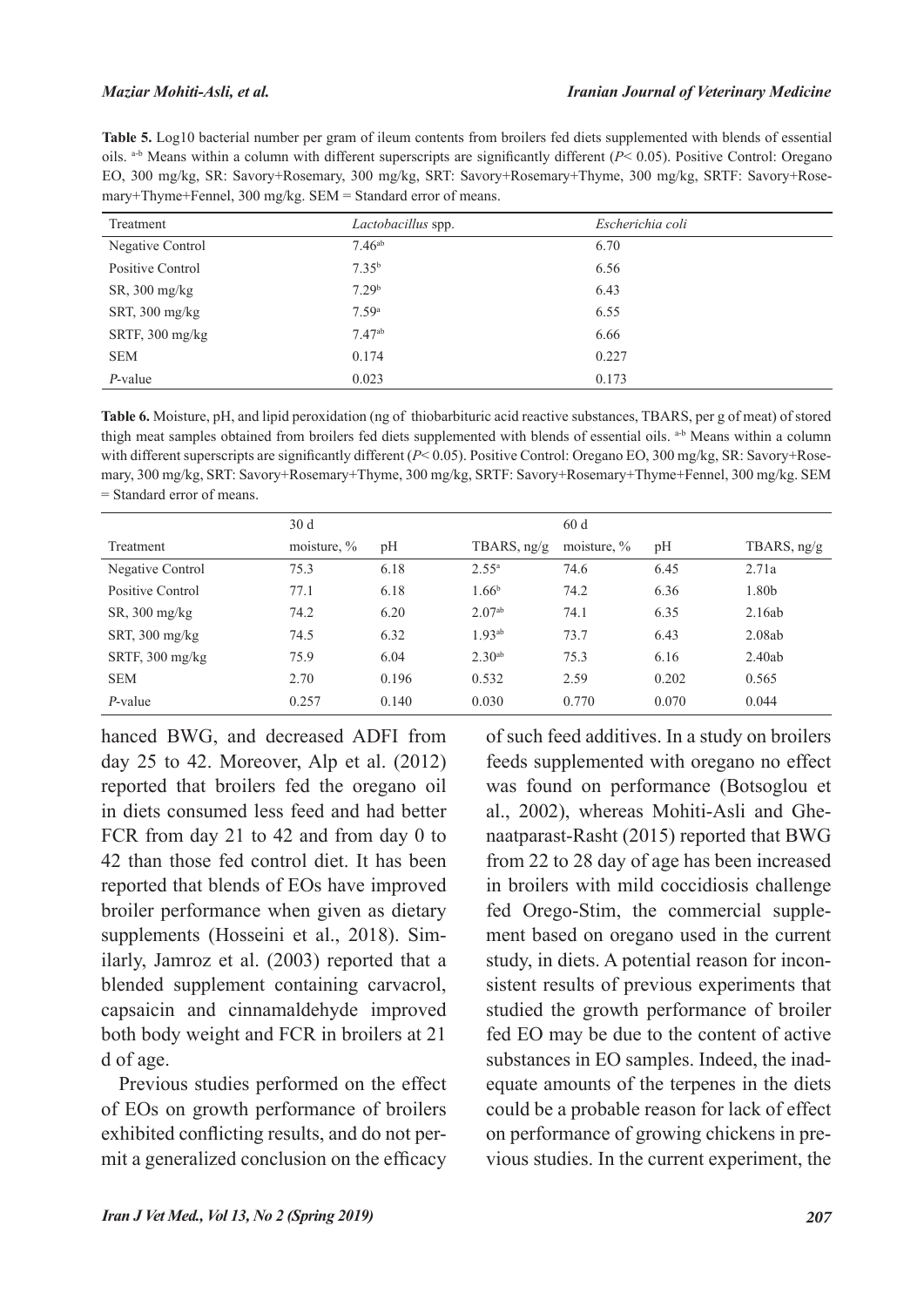**Table 5.** Log10 bacterial number per gram of ileum contents from broilers fed diets supplemented with blends of essential oils. [a-b] Means within a column with different superscripts are significantly different ($P$< 0.05). Positive Control: Oregano EO, 300 mg/kg, SR: Savory+Rosemary, 300 mg/kg, SRT: Savory+Rosemary+Thyme, 300 mg/kg, SRTF: Savory+Rosemary+Thyme+Fennel, 300 mg/kg. SEM = Standard error of means.

| Treatment | *Lactobacillus* spp. | *Escherichia coli* |
|---|---|---|
| Negative Control | 7.46[ab] | 6.70 |
| Positive Control | 7.35[b] | 6.56 |
| SR, 300 mg/kg | 7.29[b] | 6.43 |
| SRT, 300 mg/kg | 7.59[a] | 6.55 |
| SRTF, 300 mg/kg | 7.47[ab] | 6.66 |
| SEM | 0.174 | 0.227 |
| *P*-value | 0.023 | 0.173 |

**Table 6.** Moisture, pH, and lipid peroxidation (ng of thiobarbituric acid reactive substances, TBARS, per g of meat) of stored thigh meat samples obtained from broilers fed diets supplemented with blends of essential oils. [a-b] Means within a column with different superscripts are significantly different ($P$< 0.05). Positive Control: Oregano EO, 300 mg/kg, SR: Savory+Rosemary, 300 mg/kg, SRT: Savory+Rosemary+Thyme, 300 mg/kg, SRTF: Savory+Rosemary+Thyme+Fennel, 300 mg/kg. SEM = Standard error of means.

| | 30 d | | | 60 d | | |
|---|---|---|---|---|---|---|
| Treatment | moisture, % | pH | TBARS, ng/g | moisture, % | pH | TBARS, ng/g |
| Negative Control | 75.3 | 6.18 | 2.55[a] | 74.6 | 6.45 | 2.71a |
| Positive Control | 77.1 | 6.18 | 1.66[b] | 74.2 | 6.36 | 1.80b |
| SR, 300 mg/kg | 74.2 | 6.20 | 2.07[ab] | 74.1 | 6.35 | 2.16ab |
| SRT, 300 mg/kg | 74.5 | 6.32 | 1.93[ab] | 73.7 | 6.43 | 2.08ab |
| SRTF, 300 mg/kg | 75.9 | 6.04 | 2.30[ab] | 75.3 | 6.16 | 2.40ab |
| SEM | 2.70 | 0.196 | 0.532 | 2.59 | 0.202 | 0.565 |
| *P*-value | 0.257 | 0.140 | 0.030 | 0.770 | 0.070 | 0.044 |

hanced BWG, and decreased ADFI from day 25 to 42. Moreover, Alp et al. (2012) reported that broilers fed the oregano oil in diets consumed less feed and had better FCR from day 21 to 42 and from day 0 to 42 than those fed control diet. It has been reported that blends of EOs have improved broiler performance when given as dietary supplements (Hosseini et al., 2018). Similarly, Jamroz et al. (2003) reported that a blended supplement containing carvacrol, capsaicin and cinnamaldehyde improved both body weight and FCR in broilers at 21 d of age.

Previous studies performed on the effect of EOs on growth performance of broilers exhibited conflicting results, and do not permit a generalized conclusion on the efficacy of such feed additives. In a study on broilers feeds supplemented with oregano no effect was found on performance (Botsoglou et al., 2002), whereas Mohiti-Asli and Ghenaatparast-Rasht (2015) reported that BWG from 22 to 28 day of age has been increased in broilers with mild coccidiosis challenge fed Orego-Stim, the commercial supplement based on oregano used in the current study, in diets. A potential reason for inconsistent results of previous experiments that studied the growth performance of broiler fed EO may be due to the content of active substances in EO samples. Indeed, the inadequate amounts of the terpenes in the diets could be a probable reason for lack of effect on performance of growing chickens in previous studies. In the current experiment, the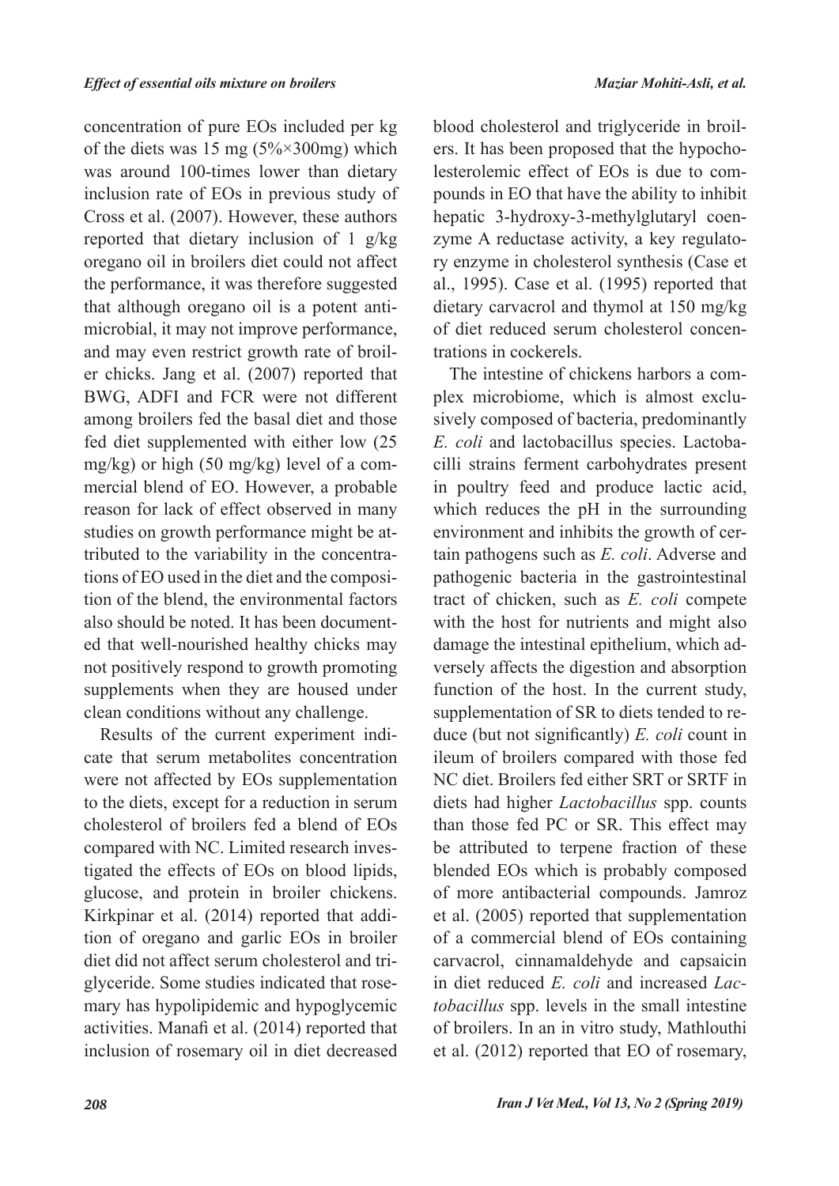concentration of pure EOs included per kg of the diets was 15 mg (5%×300mg) which was around 100-times lower than dietary inclusion rate of EOs in previous study of Cross et al. (2007). However, these authors reported that dietary inclusion of 1 g/kg oregano oil in broilers diet could not affect the performance, it was therefore suggested that although oregano oil is a potent antimicrobial, it may not improve performance, and may even restrict growth rate of broiler chicks. Jang et al. (2007) reported that BWG, ADFI and FCR were not different among broilers fed the basal diet and those fed diet supplemented with either low (25 mg/kg) or high (50 mg/kg) level of a commercial blend of EO. However, a probable reason for lack of effect observed in many studies on growth performance might be attributed to the variability in the concentrations of EO used in the diet and the composition of the blend, the environmental factors also should be noted. It has been documented that well-nourished healthy chicks may not positively respond to growth promoting supplements when they are housed under clean conditions without any challenge.

Results of the current experiment indicate that serum metabolites concentration were not affected by EOs supplementation to the diets, except for a reduction in serum cholesterol of broilers fed a blend of EOs compared with NC. Limited research investigated the effects of EOs on blood lipids, glucose, and protein in broiler chickens. Kirkpinar et al. (2014) reported that addition of oregano and garlic EOs in broiler diet did not affect serum cholesterol and triglyceride. Some studies indicated that rosemary has hypolipidemic and hypoglycemic activities. Manafi et al. (2014) reported that inclusion of rosemary oil in diet decreased blood cholesterol and triglyceride in broilers. It has been proposed that the hypocholesterolemic effect of EOs is due to compounds in EO that have the ability to inhibit hepatic 3-hydroxy-3-methylglutaryl coenzyme A reductase activity, a key regulatory enzyme in cholesterol synthesis (Case et al., 1995). Case et al. (1995) reported that dietary carvacrol and thymol at 150 mg/kg of diet reduced serum cholesterol concentrations in cockerels.

The intestine of chickens harbors a complex microbiome, which is almost exclusively composed of bacteria, predominantly *E. coli* and lactobacillus species. Lactobacilli strains ferment carbohydrates present in poultry feed and produce lactic acid, which reduces the pH in the surrounding environment and inhibits the growth of certain pathogens such as *E. coli*. Adverse and pathogenic bacteria in the gastrointestinal tract of chicken, such as *E. coli* compete with the host for nutrients and might also damage the intestinal epithelium, which adversely affects the digestion and absorption function of the host. In the current study, supplementation of SR to diets tended to reduce (but not significantly) *E. coli* count in ileum of broilers compared with those fed NC diet. Broilers fed either SRT or SRTF in diets had higher *Lactobacillus* spp. counts than those fed PC or SR. This effect may be attributed to terpene fraction of these blended EOs which is probably composed of more antibacterial compounds. Jamroz et al. (2005) reported that supplementation of a commercial blend of EOs containing carvacrol, cinnamaldehyde and capsaicin in diet reduced *E. coli* and increased *Lactobacillus* spp. levels in the small intestine of broilers. In an in vitro study, Mathlouthi et al. (2012) reported that EO of rosemary,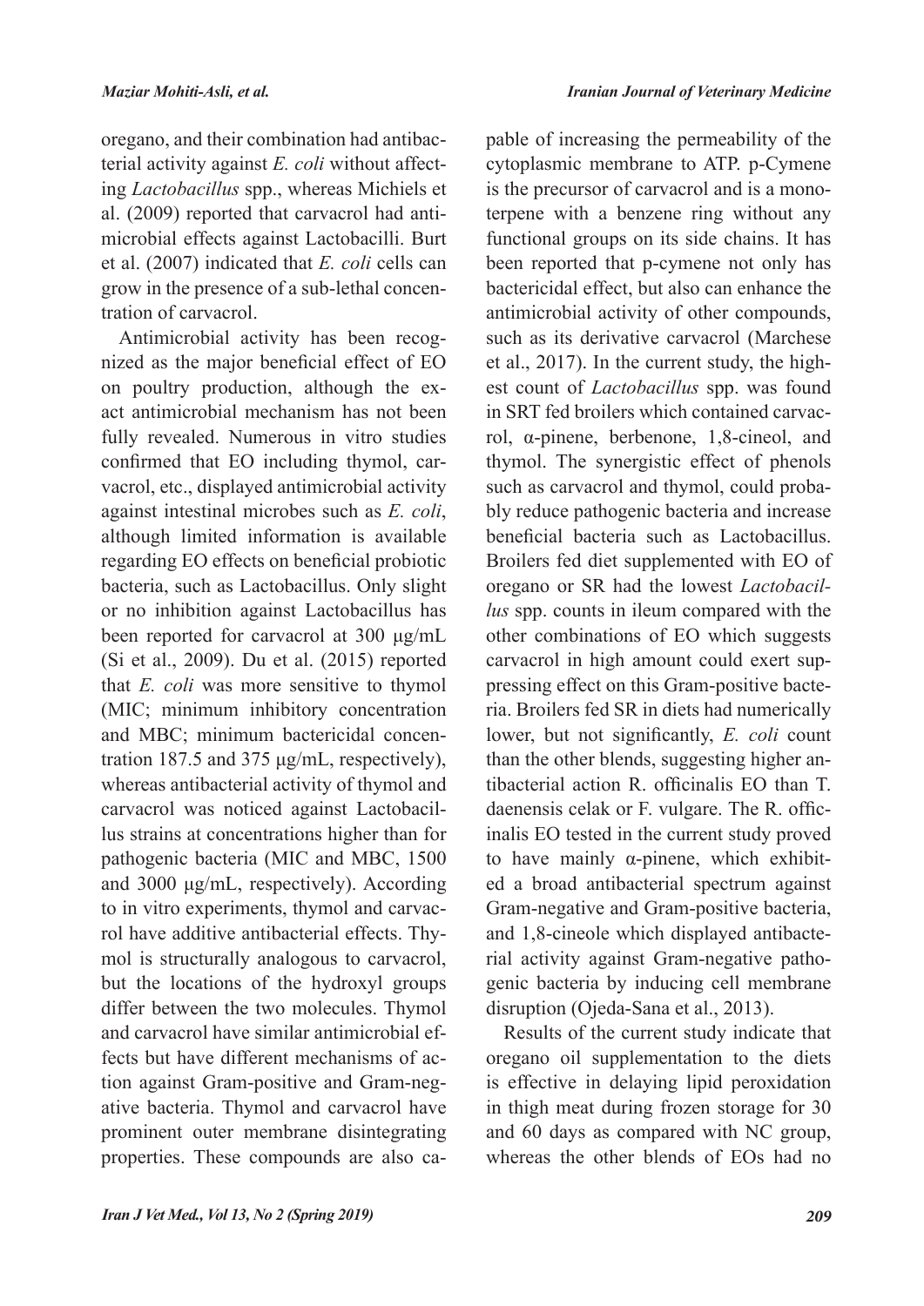oregano, and their combination had antibacterial activity against *E. coli* without affecting *Lactobacillus* spp., whereas Michiels et al. (2009) reported that carvacrol had antimicrobial effects against Lactobacilli. Burt et al. (2007) indicated that *E. coli* cells can grow in the presence of a sub-lethal concentration of carvacrol.

Antimicrobial activity has been recognized as the major beneficial effect of EO on poultry production, although the exact antimicrobial mechanism has not been fully revealed. Numerous in vitro studies confirmed that EO including thymol, carvacrol, etc., displayed antimicrobial activity against intestinal microbes such as *E. coli*, although limited information is available regarding EO effects on beneficial probiotic bacteria, such as Lactobacillus. Only slight or no inhibition against Lactobacillus has been reported for carvacrol at 300 µg/mL (Si et al., 2009). Du et al. (2015) reported that *E. coli* was more sensitive to thymol (MIC; minimum inhibitory concentration and MBC; minimum bactericidal concentration 187.5 and 375 µg/mL, respectively), whereas antibacterial activity of thymol and carvacrol was noticed against Lactobacillus strains at concentrations higher than for pathogenic bacteria (MIC and MBC, 1500 and 3000 µg/mL, respectively). According to in vitro experiments, thymol and carvacrol have additive antibacterial effects. Thymol is structurally analogous to carvacrol, but the locations of the hydroxyl groups differ between the two molecules. Thymol and carvacrol have similar antimicrobial effects but have different mechanisms of action against Gram-positive and Gram-negative bacteria. Thymol and carvacrol have prominent outer membrane disintegrating properties. These compounds are also capable of increasing the permeability of the cytoplasmic membrane to ATP. p-Cymene is the precursor of carvacrol and is a monoterpene with a benzene ring without any functional groups on its side chains. It has been reported that p-cymene not only has bactericidal effect, but also can enhance the antimicrobial activity of other compounds, such as its derivative carvacrol (Marchese et al., 2017). In the current study, the highest count of *Lactobacillus* spp. was found in SRT fed broilers which contained carvacrol, α-pinene, berbenone, 1,8-cineol, and thymol. The synergistic effect of phenols such as carvacrol and thymol, could probably reduce pathogenic bacteria and increase beneficial bacteria such as Lactobacillus. Broilers fed diet supplemented with EO of oregano or SR had the lowest *Lactobacillus* spp. counts in ileum compared with the other combinations of EO which suggests carvacrol in high amount could exert suppressing effect on this Gram-positive bacteria. Broilers fed SR in diets had numerically lower, but not significantly, *E. coli* count than the other blends, suggesting higher antibacterial action R. officinalis EO than T. daenensis celak or F. vulgare. The R. officinalis EO tested in the current study proved to have mainly α-pinene, which exhibited a broad antibacterial spectrum against Gram-negative and Gram-positive bacteria, and 1,8-cineole which displayed antibacterial activity against Gram-negative pathogenic bacteria by inducing cell membrane disruption (Ojeda-Sana et al., 2013).

Results of the current study indicate that oregano oil supplementation to the diets is effective in delaying lipid peroxidation in thigh meat during frozen storage for 30 and 60 days as compared with NC group, whereas the other blends of EOs had no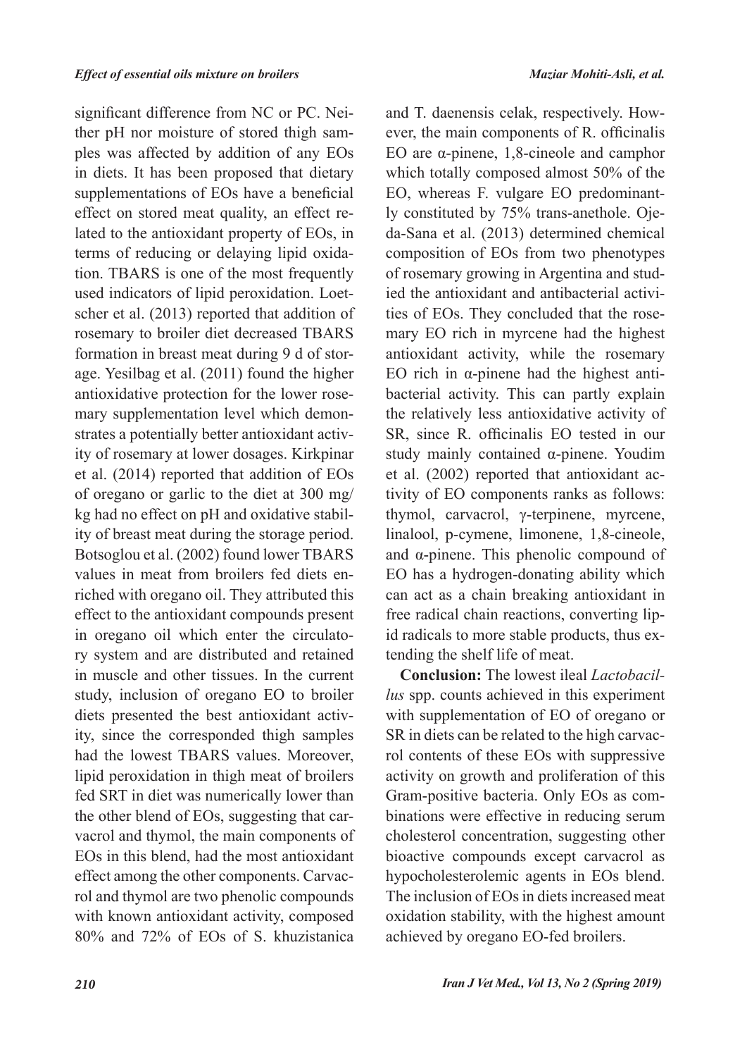significant difference from NC or PC. Neither pH nor moisture of stored thigh samples was affected by addition of any EOs in diets. It has been proposed that dietary supplementations of EOs have a beneficial effect on stored meat quality, an effect related to the antioxidant property of EOs, in terms of reducing or delaying lipid oxidation. TBARS is one of the most frequently used indicators of lipid peroxidation. Loetscher et al. (2013) reported that addition of rosemary to broiler diet decreased TBARS formation in breast meat during 9 d of storage. Yesilbag et al. (2011) found the higher antioxidative protection for the lower rosemary supplementation level which demonstrates a potentially better antioxidant activity of rosemary at lower dosages. Kirkpinar et al. (2014) reported that addition of EOs of oregano or garlic to the diet at 300 mg/kg had no effect on pH and oxidative stability of breast meat during the storage period. Botsoglou et al. (2002) found lower TBARS values in meat from broilers fed diets enriched with oregano oil. They attributed this effect to the antioxidant compounds present in oregano oil which enter the circulatory system and are distributed and retained in muscle and other tissues. In the current study, inclusion of oregano EO to broiler diets presented the best antioxidant activity, since the corresponded thigh samples had the lowest TBARS values. Moreover, lipid peroxidation in thigh meat of broilers fed SRT in diet was numerically lower than the other blend of EOs, suggesting that carvacrol and thymol, the main components of EOs in this blend, had the most antioxidant effect among the other components. Carvacrol and thymol are two phenolic compounds with known antioxidant activity, composed 80% and 72% of EOs of S. khuzistanica and T. daenensis celak, respectively. However, the main components of R. officinalis EO are α-pinene, 1,8-cineole and camphor which totally composed almost 50% of the EO, whereas F. vulgare EO predominantly constituted by 75% trans-anethole. Ojeda-Sana et al. (2013) determined chemical composition of EOs from two phenotypes of rosemary growing in Argentina and studied the antioxidant and antibacterial activities of EOs. They concluded that the rosemary EO rich in myrcene had the highest antioxidant activity, while the rosemary EO rich in α-pinene had the highest antibacterial activity. This can partly explain the relatively less antioxidative activity of SR, since R. officinalis EO tested in our study mainly contained α-pinene. Youdim et al. (2002) reported that antioxidant activity of EO components ranks as follows: thymol, carvacrol, γ-terpinene, myrcene, linalool, p-cymene, limonene, 1,8-cineole, and α-pinene. This phenolic compound of EO has a hydrogen-donating ability which can act as a chain breaking antioxidant in free radical chain reactions, converting lipid radicals to more stable products, thus extending the shelf life of meat.

**Conclusion:** The lowest ileal *Lactobacillus* spp. counts achieved in this experiment with supplementation of EO of oregano or SR in diets can be related to the high carvacrol contents of these EOs with suppressive activity on growth and proliferation of this Gram-positive bacteria. Only EOs as combinations were effective in reducing serum cholesterol concentration, suggesting other bioactive compounds except carvacrol as hypocholesterolemic agents in EOs blend. The inclusion of EOs in diets increased meat oxidation stability, with the highest amount achieved by oregano EO-fed broilers.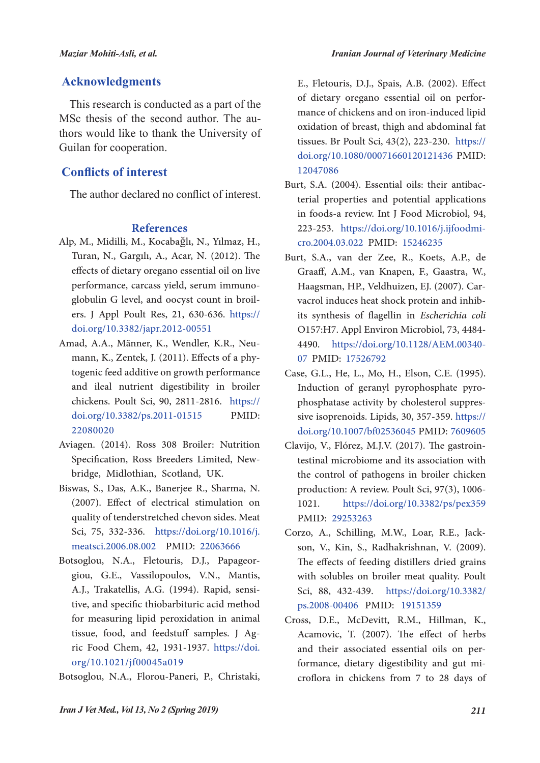## Acknowledgments

This research is conducted as a part of the MSc thesis of the second author. The authors would like to thank the University of Guilan for cooperation.

## Conflicts of interest

The author declared no conflict of interest.

## References

Alp, M., Midilli, M., Kocabağlı, N., Yılmaz, H., Turan, N., Gargılı, A., Acar, N. (2012). The effects of dietary oregano essential oil on live performance, carcass yield, serum immunoglobulin G level, and oocyst count in broilers. J Appl Poult Res, 21, 630-636. https://doi.org/10.3382/japr.2012-00551

Amad, A.A., Männer, K., Wendler, K.R., Neumann, K., Zentek, J. (2011). Effects of a phytogenic feed additive on growth performance and ileal nutrient digestibility in broiler chickens. Poult Sci, 90, 2811-2816. https://doi.org/10.3382/ps.2011-01515 PMID: 22080020

Aviagen. (2014). Ross 308 Broiler: Nutrition Specification, Ross Breeders Limited, Newbridge, Midlothian, Scotland, UK.

Biswas, S., Das, A.K., Banerjee R., Sharma, N. (2007). Effect of electrical stimulation on quality of tenderstretched chevon sides. Meat Sci, 75, 332-336. https://doi.org/10.1016/j.meatsci.2006.08.002 PMID: 22063666

Botsoglou, N.A., Fletouris, D.J., Papageorgiou, G.E., Vassilopoulos, V.N., Mantis, A.J., Trakatellis, A.G. (1994). Rapid, sensitive, and specific thiobarbituric acid method for measuring lipid peroxidation in animal tissue, food, and feedstuff samples. J Agric Food Chem, 42, 1931-1937. https://doi.org/10.1021/jf00045a019

Botsoglou, N.A., Florou-Paneri, P., Christaki, E., Fletouris, D.J., Spais, A.B. (2002). Effect of dietary oregano essential oil on performance of chickens and on iron-induced lipid oxidation of breast, thigh and abdominal fat tissues. Br Poult Sci, 43(2), 223-230. https://doi.org/10.1080/00071660120121436 PMID: 12047086

Burt, S.A. (2004). Essential oils: their antibacterial properties and potential applications in foods-a review. Int J Food Microbiol, 94, 223-253. https://doi.org/10.1016/j.ijfoodmicro.2004.03.022 PMID: 15246235

Burt, S.A., van der Zee, R., Koets, A.P., de Graaff, A.M., van Knapen, F., Gaastra, W., Haagsman, HP., Veldhuizen, EJ. (2007). Carvacrol induces heat shock protein and inhibits synthesis of flagellin in *Escherichia coli* O157:H7. Appl Environ Microbiol, 73, 4484-4490. https://doi.org/10.1128/AEM.00340-07 PMID: 17526792

Case, G.L., He, L., Mo, H., Elson, C.E. (1995). Induction of geranyl pyrophosphate pyrophosphatase activity by cholesterol suppressive isoprenoids. Lipids, 30, 357-359. https://doi.org/10.1007/bf02536045 PMID: 7609605

Clavijo, V., Flórez, M.J.V. (2017). The gastrointestinal microbiome and its association with the control of pathogens in broiler chicken production: A review. Poult Sci, 97(3), 1006-1021. https://doi.org/10.3382/ps/pex359 PMID: 29253263

Corzo, A., Schilling, M.W., Loar, R.E., Jackson, V., Kin, S., Radhakrishnan, V. (2009). The effects of feeding distillers dried grains with solubles on broiler meat quality. Poult Sci, 88, 432-439. https://doi.org/10.3382/ps.2008-00406 PMID: 19151359

Cross, D.E., McDevitt, R.M., Hillman, K., Acamovic, T. (2007). The effect of herbs and their associated essential oils on performance, dietary digestibility and gut microflora in chickens from 7 to 28 days of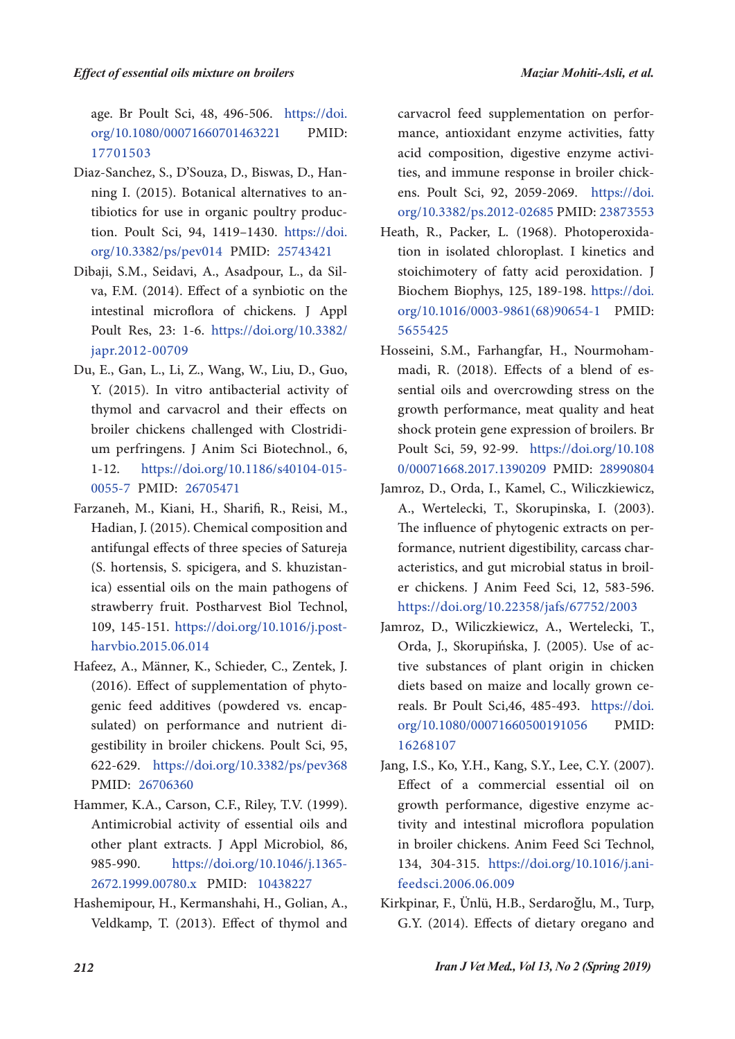age. Br Poult Sci, 48, 496-506. https://doi.org/10.1080/00071660701463221 PMID: 17701503

Diaz-Sanchez, S., D'Souza, D., Biswas, D., Hanning I. (2015). Botanical alternatives to antibiotics for use in organic poultry production. Poult Sci, 94, 1419–1430. https://doi.org/10.3382/ps/pev014 PMID: 25743421

Dibaji, S.M., Seidavi, A., Asadpour, L., da Silva, F.M. (2014). Effect of a synbiotic on the intestinal microflora of chickens. J Appl Poult Res, 23: 1-6. https://doi.org/10.3382/japr.2012-00709

Du, E., Gan, L., Li, Z., Wang, W., Liu, D., Guo, Y. (2015). In vitro antibacterial activity of thymol and carvacrol and their effects on broiler chickens challenged with Clostridium perfringens. J Anim Sci Biotechnol., 6, 1-12. https://doi.org/10.1186/s40104-015-0055-7 PMID: 26705471

Farzaneh, M., Kiani, H., Sharifi, R., Reisi, M., Hadian, J. (2015). Chemical composition and antifungal effects of three species of Satureja (S. hortensis, S. spicigera, and S. khuzistanica) essential oils on the main pathogens of strawberry fruit. Postharvest Biol Technol, 109, 145-151. https://doi.org/10.1016/j.postharvbio.2015.06.014

Hafeez, A., Männer, K., Schieder, C., Zentek, J. (2016). Effect of supplementation of phytogenic feed additives (powdered vs. encapsulated) on performance and nutrient digestibility in broiler chickens. Poult Sci, 95, 622-629. https://doi.org/10.3382/ps/pev368 PMID: 26706360

Hammer, K.A., Carson, C.F., Riley, T.V. (1999). Antimicrobial activity of essential oils and other plant extracts. J Appl Microbiol, 86, 985-990. https://doi.org/10.1046/j.1365-2672.1999.00780.x PMID: 10438227

Hashemipour, H., Kermanshahi, H., Golian, A., Veldkamp, T. (2013). Effect of thymol and carvacrol feed supplementation on performance, antioxidant enzyme activities, fatty acid composition, digestive enzyme activities, and immune response in broiler chickens. Poult Sci, 92, 2059-2069. https://doi.org/10.3382/ps.2012-02685 PMID: 23873553

Heath, R., Packer, L. (1968). Photoperoxidation in isolated chloroplast. I kinetics and stoichimotery of fatty acid peroxidation. J Biochem Biophys, 125, 189-198. https://doi.org/10.1016/0003-9861(68)90654-1 PMID: 5655425

Hosseini, S.M., Farhangfar, H., Nourmohammadi, R. (2018). Effects of a blend of essential oils and overcrowding stress on the growth performance, meat quality and heat shock protein gene expression of broilers. Br Poult Sci, 59, 92-99. https://doi.org/10.1080/00071668.2017.1390209 PMID: 28990804

Jamroz, D., Orda, I., Kamel, C., Wiliczkiewicz, A., Wertelecki, T., Skorupinska, I. (2003). The influence of phytogenic extracts on performance, nutrient digestibility, carcass characteristics, and gut microbial status in broiler chickens. J Anim Feed Sci, 12, 583-596. https://doi.org/10.22358/jafs/67752/2003

Jamroz, D., Wiliczkiewicz, A., Wertelecki, T., Orda, J., Skorupińska, J. (2005). Use of active substances of plant origin in chicken diets based on maize and locally grown cereals. Br Poult Sci,46, 485-493. https://doi.org/10.1080/00071660500191056 PMID: 16268107

Jang, I.S., Ko, Y.H., Kang, S.Y., Lee, C.Y. (2007). Effect of a commercial essential oil on growth performance, digestive enzyme activity and intestinal microflora population in broiler chickens. Anim Feed Sci Technol, 134, 304-315. https://doi.org/10.1016/j.anifeedsci.2006.06.009

Kirkpinar, F., Ünlü, H.B., Serdaroğlu, M., Turp, G.Y. (2014). Effects of dietary oregano and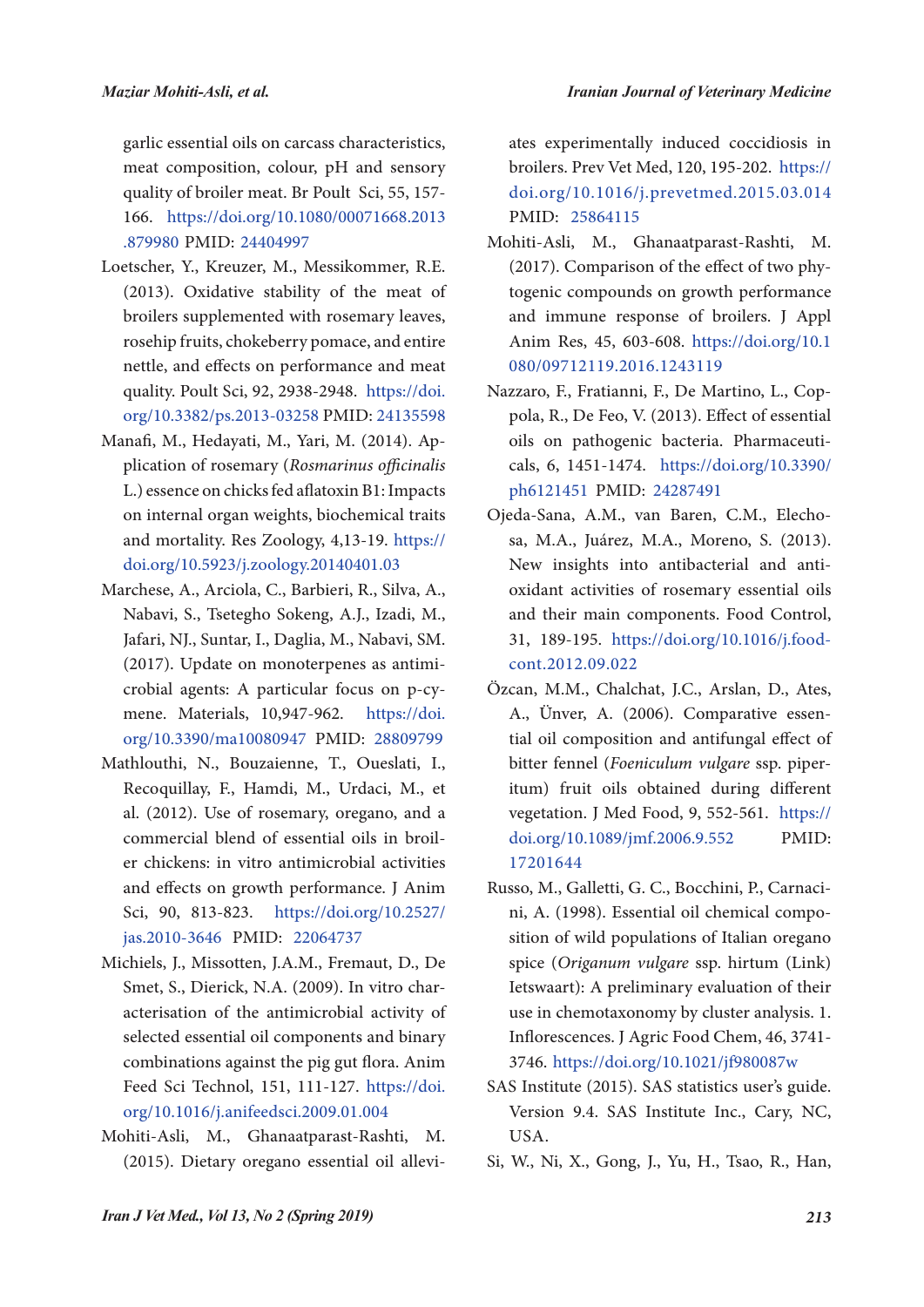garlic essential oils on carcass characteristics, meat composition, colour, pH and sensory quality of broiler meat. Br Poult Sci, 55, 157-166. https://doi.org/10.1080/00071668.2013.879980 PMID: 24404997

Loetscher, Y., Kreuzer, M., Messikommer, R.E. (2013). Oxidative stability of the meat of broilers supplemented with rosemary leaves, rosehip fruits, chokeberry pomace, and entire nettle, and effects on performance and meat quality. Poult Sci, 92, 2938-2948. https://doi.org/10.3382/ps.2013-03258 PMID: 24135598

Manafi, M., Hedayati, M., Yari, M. (2014). Application of rosemary (*Rosmarinus officinalis* L.) essence on chicks fed aflatoxin B1: Impacts on internal organ weights, biochemical traits and mortality. Res Zoology, 4,13-19. https://doi.org/10.5923/j.zoology.20140401.03

Marchese, A., Arciola, C., Barbieri, R., Silva, A., Nabavi, S., Tsetegho Sokeng, A.J., Izadi, M., Jafari, NJ., Suntar, I., Daglia, M., Nabavi, SM. (2017). Update on monoterpenes as antimicrobial agents: A particular focus on p-cymene. Materials, 10,947-962. https://doi.org/10.3390/ma10080947 PMID: 28809799

Mathlouthi, N., Bouzaienne, T., Oueslati, I., Recoquillay, F., Hamdi, M., Urdaci, M., et al. (2012). Use of rosemary, oregano, and a commercial blend of essential oils in broiler chickens: in vitro antimicrobial activities and effects on growth performance. J Anim Sci, 90, 813-823. https://doi.org/10.2527/jas.2010-3646 PMID: 22064737

Michiels, J., Missotten, J.A.M., Fremaut, D., De Smet, S., Dierick, N.A. (2009). In vitro characterisation of the antimicrobial activity of selected essential oil components and binary combinations against the pig gut flora. Anim Feed Sci Technol, 151, 111-127. https://doi.org/10.1016/j.anifeedsci.2009.01.004

Mohiti-Asli, M., Ghanaatparast-Rashti, M. (2015). Dietary oregano essential oil alleviates experimentally induced coccidiosis in broilers. Prev Vet Med, 120, 195-202. https://doi.org/10.1016/j.prevetmed.2015.03.014 PMID: 25864115

Mohiti-Asli, M., Ghanaatparast-Rashti, M. (2017). Comparison of the effect of two phytogenic compounds on growth performance and immune response of broilers. J Appl Anim Res, 45, 603-608. https://doi.org/10.1080/09712119.2016.1243119

Nazzaro, F., Fratianni, F., De Martino, L., Coppola, R., De Feo, V. (2013). Effect of essential oils on pathogenic bacteria. Pharmaceuticals, 6, 1451-1474. https://doi.org/10.3390/ph6121451 PMID: 24287491

Ojeda-Sana, A.M., van Baren, C.M., Elechosa, M.A., Juárez, M.A., Moreno, S. (2013). New insights into antibacterial and antioxidant activities of rosemary essential oils and their main components. Food Control, 31, 189-195. https://doi.org/10.1016/j.foodcont.2012.09.022

Özcan, M.M., Chalchat, J.C., Arslan, D., Ates, A., Ünver, A. (2006). Comparative essential oil composition and antifungal effect of bitter fennel (*Foeniculum vulgare* ssp. piperitum) fruit oils obtained during different vegetation. J Med Food, 9, 552-561. https://doi.org/10.1089/jmf.2006.9.552 PMID: 17201644

Russo, M., Galletti, G. C., Bocchini, P., Carnacini, A. (1998). Essential oil chemical composition of wild populations of Italian oregano spice (*Origanum vulgare* ssp. hirtum (Link) Ietswaart): A preliminary evaluation of their use in chemotaxonomy by cluster analysis. 1. Inflorescences. J Agric Food Chem, 46, 3741-3746. https://doi.org/10.1021/jf980087w

SAS Institute (2015). SAS statistics user's guide. Version 9.4. SAS Institute Inc., Cary, NC, USA.

Si, W., Ni, X., Gong, J., Yu, H., Tsao, R., Han,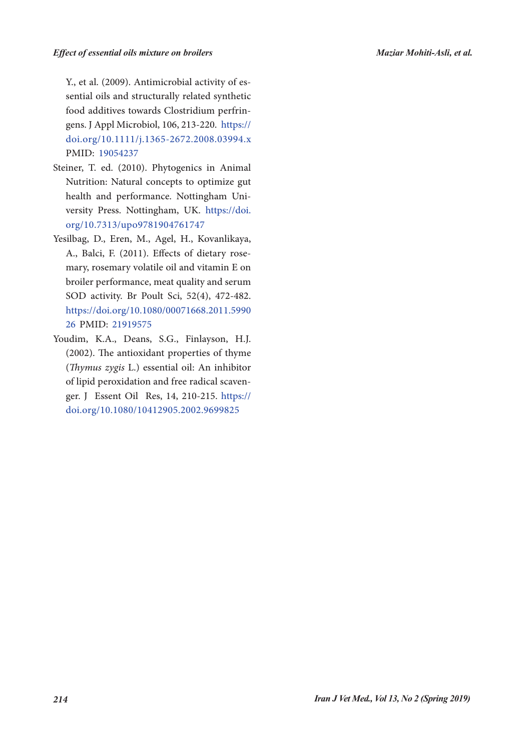Y., et al. (2009). Antimicrobial activity of essential oils and structurally related synthetic food additives towards Clostridium perfringens. J Appl Microbiol, 106, 213-220. https://doi.org/10.1111/j.1365-2672.2008.03994.x PMID: 19054237

Steiner, T. ed. (2010). Phytogenics in Animal Nutrition: Natural concepts to optimize gut health and performance. Nottingham University Press. Nottingham, UK. https://doi.org/10.7313/upo9781904761747

Yesilbag, D., Eren, M., Agel, H., Kovanlikaya, A., Balci, F. (2011). Effects of dietary rosemary, rosemary volatile oil and vitamin E on broiler performance, meat quality and serum SOD activity. Br Poult Sci, 52(4), 472-482. https://doi.org/10.1080/00071668.2011.599026 PMID: 21919575

Youdim, K.A., Deans, S.G., Finlayson, H.J. (2002). The antioxidant properties of thyme (*Thymus zygis* L.) essential oil: An inhibitor of lipid peroxidation and free radical scavenger. J Essent Oil Res, 14, 210-215. https://doi.org/10.1080/10412905.2002.9699825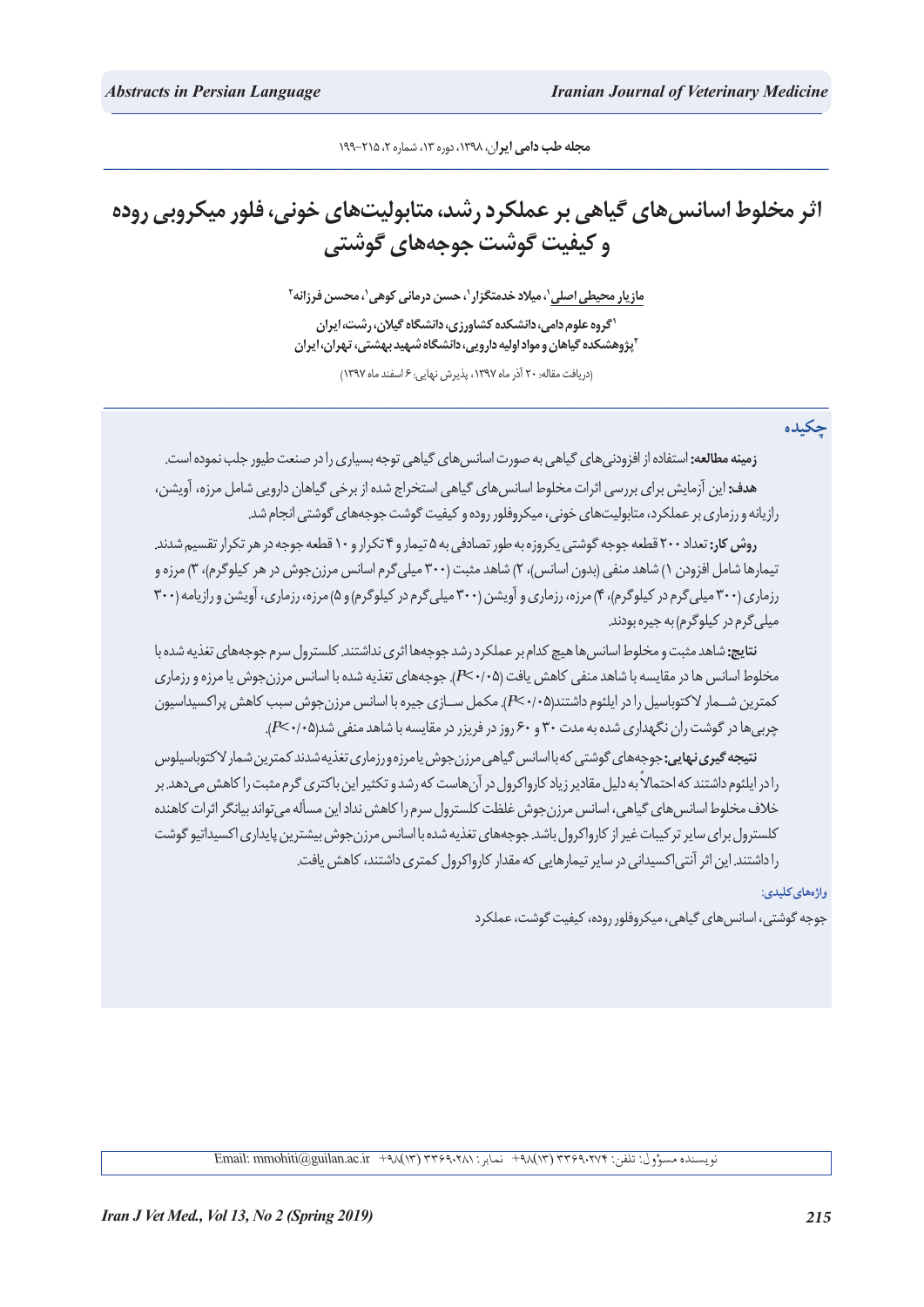مجله طب دامی ایران، ۱۳۹۸، دوره ۱۳، شماره ۲، ۲۱۵-۱۹۹

# اثر مخلوط اسانس‌های گیاهی بر عملکرد رشد، متابولیت‌های خونی، فلور میکروبی روده و کیفیت گوشت جوجه‌های گوشتی

**مازیار محیطی اصلی[۱]، میلاد خدمتگزار[۱]، حسن درمانی کوهی[۱]، محسن فرزانه[۲]**

**[۱] گروه علوم دامی، دانشکده کشاورزی، دانشگاه گیلان، رشت، ایران**
**[۲] پژوهشکده گیاهان و مواد اولیه دارویی، دانشگاه شهید بهشتی، تهران، ایران**

(دریافت مقاله: ۲۰ آذر ماه ۱۳۹۷، پذیرش نهایی: ۶ اسفند ماه ۱۳۹۷)

## چکیده

**زمینه مطالعه:** استفاده از افزودنی‌های گیاهی به صورت اسانس‌های گیاهی توجه بسیاری را در صنعت طیور جلب نموده است.

**هدف:** این آزمایش برای بررسی اثرات مخلوط اسانس‌های گیاهی استخراج شده از برخی گیاهان دارویی شامل مرزه، آویشن، رازیانه و رزماری بر عملکرد، متابولیت‌های خونی، میکروفلور روده و کیفیت گوشت جوجه‌های گوشتی انجام شد.

**روش کار:** تعداد ۲۰۰ قطعه جوجه گوشتی یکروزه به طور تصادفی به ۵ تیمار و ۴ تکرار و ۱۰ قطعه جوجه در هر تکرار تقسیم شدند. تیمارها شامل افزودن ۱) شاهد منفی (بدون اسانس)، ۲) شاهد مثبت (۳۰۰ میلی‌گرم اسانس مرزن‌جوش در هر کیلوگرم)، ۳) مرزه و رزماری (۳۰۰ میلی‌گرم در کیلوگرم)، ۴) مرزه، رزماری و آویشن (۳۰۰ میلی‌گرم در کیلوگرم) و ۵) مرزه، رزماری، آویشن و رازیانه (۳۰۰ میلی‌گرم در کیلوگرم) به جیره بودند.

**نتایج:** شاهد مثبت و مخلوط اسانس‌ها هیچ کدام بر عملکرد رشد جوجه‌ها اثری نداشتند. کلسترول سرم جوجه‌های تغذیه شده با مخلوط اسانس ها در مقایسه با شاهد منفی کاهش یافت ($P<۰/۰۵$). جوجه‌های تغذیه شده با اسانس مرزن‌جوش یا مرزه و رزماری کمترین شمار لاکتوباسیل را در ایلئوم داشتند($P<۰/۰۵$). مکمل سازی جیره با اسانس مرزن‌جوش سبب کاهش پراکسیداسیون چربی‌ها در گوشت ران نگهداری شده به مدت ۳۰ و ۶۰ روز در فریزر در مقایسه با شاهد منفی شد($P<۰/۰۵$).

**نتیجه‌گیری نهایی:** جوجه‌های گوشتی که با اسانس گیاهی مرزن‌جوش یا مرزه و رزماری تغذیه شدند کمترین شمار لاکتوباسیلوس را در ایلئوم داشتند که احتمالاً به دلیل مقادیر زیاد کارواکرول در آن‌هاست که رشد و تکثیر این باکتری گرم مثبت را کاهش می‌دهد. بر خلاف مخلوط اسانس‌های گیاهی، اسانس مرزن‌جوش غلظت کلسترول سرم را کاهش نداد این مسأله می‌تواند بیانگر اثرات کاهنده کلسترول برای سایر ترکیبات غیر از کارواکرول باشد. جوجه‌های تغذیه شده با اسانس مرزن‌جوش بیشترین پایداری اکسیداتیو گوشت را داشتند. این اثر آنتی‌اکسیدانی در سایر تیمارهایی که مقدار کارواکرول کمتری داشتند، کاهش یافت.

**واژه‌های کلیدی:**

جوجه گوشتی، اسانس‌های گیاهی، میکروفلور روده، کیفیت گوشت، عملکرد

نویسنده مسؤول: تلفن: ۳۳۶۹۰۲۷۴ (۱۳)۹۸+ نمابر: ۳۳۶۹۰۲۸۱ (۱۳)۹۸+ Email: mmohiti@guilan.ac.ir